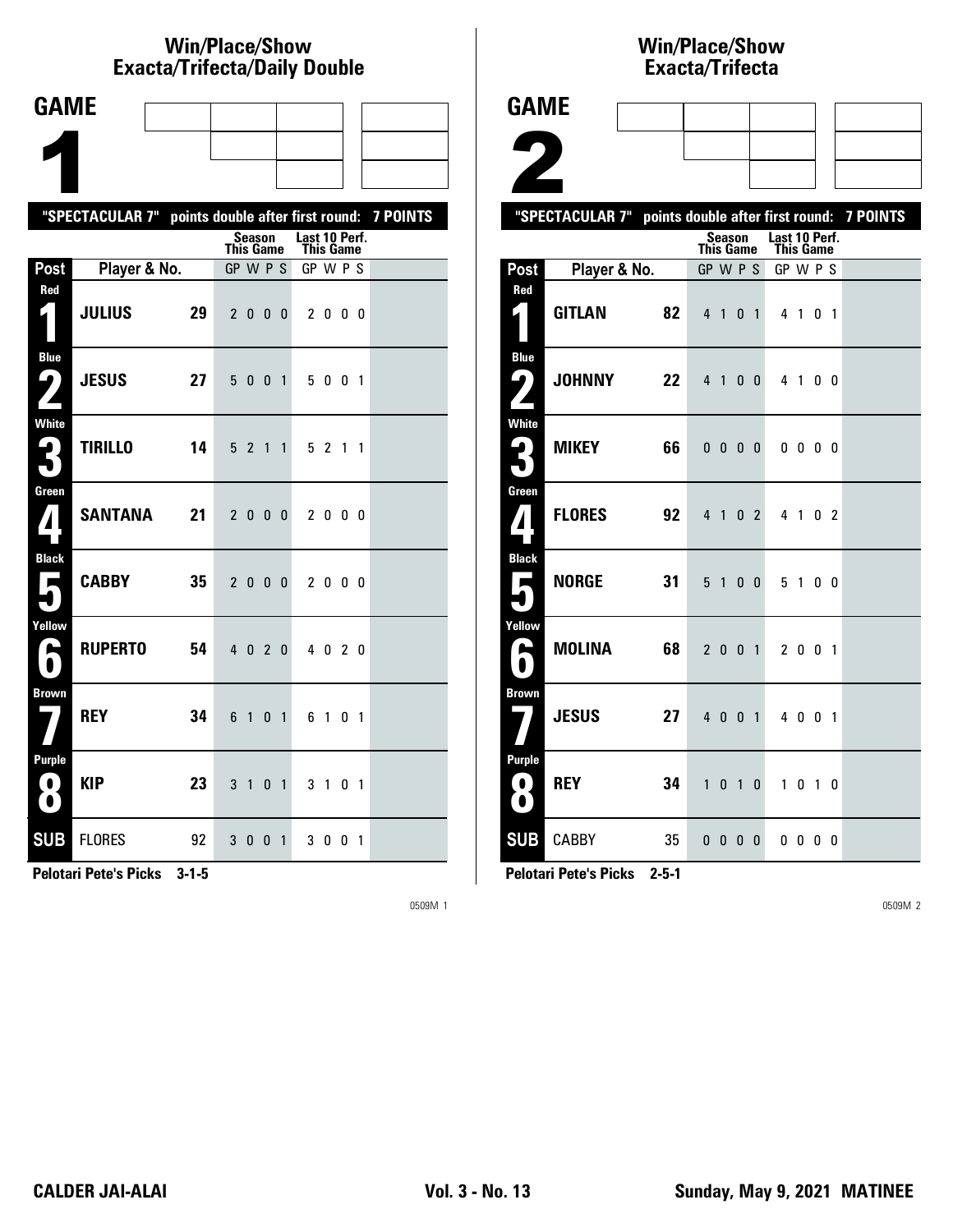## Win/Place/Show Exacta/Trifecta/Daily Double

# GAME 1

"SPECTACULAR 7" points double after first round: 7 POINTS

| Post | Player & No. | | Season This Game GP W P S | Last 10 Perf. This Game GP W P S |
|---|---|---|---|---|
| Red 1 | JULIUS | 29 | 2 0 0 0 | 2 0 0 0 |
| Blue 2 | JESUS | 27 | 5 0 0 1 | 5 0 0 1 |
| White 3 | TIRILLO | 14 | 5 2 1 1 | 5 2 1 1 |
| Green 4 | SANTANA | 21 | 2 0 0 0 | 2 0 0 0 |
| Black 5 | CABBY | 35 | 2 0 0 0 | 2 0 0 0 |
| Yellow 6 | RUPERTO | 54 | 4 0 2 0 | 4 0 2 0 |
| Brown 7 | REY | 34 | 6 1 0 1 | 6 1 0 1 |
| Purple 8 | KIP | 23 | 3 1 0 1 | 3 1 0 1 |
| SUB | FLORES | 92 | 3 0 0 1 | 3 0 0 1 |

**Pelotari Pete's Picks 3-1-5**

0509M 1

## Win/Place/Show Exacta/Trifecta

# GAME 2

"SPECTACULAR 7" points double after first round: 7 POINTS

| Post | Player & No. | | Season This Game GP W P S | Last 10 Perf. This Game GP W P S |
|---|---|---|---|---|
| Red 1 | GITLAN | 82 | 4 1 0 1 | 4 1 0 1 |
| Blue 2 | JOHNNY | 22 | 4 1 0 0 | 4 1 0 0 |
| White 3 | MIKEY | 66 | 0 0 0 0 | 0 0 0 0 |
| Green 4 | FLORES | 92 | 4 1 0 2 | 4 1 0 2 |
| Black 5 | NORGE | 31 | 5 1 0 0 | 5 1 0 0 |
| Yellow 6 | MOLINA | 68 | 2 0 0 1 | 2 0 0 1 |
| Brown 7 | JESUS | 27 | 4 0 0 1 | 4 0 0 1 |
| Purple 8 | REY | 34 | 1 0 1 0 | 1 0 1 0 |
| SUB | CABBY | 35 | 0 0 0 0 | 0 0 0 0 |

**Pelotari Pete's Picks 2-5-1**

0509M 2

CALDER JAI-ALAI Vol. 3 - No. 13 Sunday, May 9, 2021 MATINEE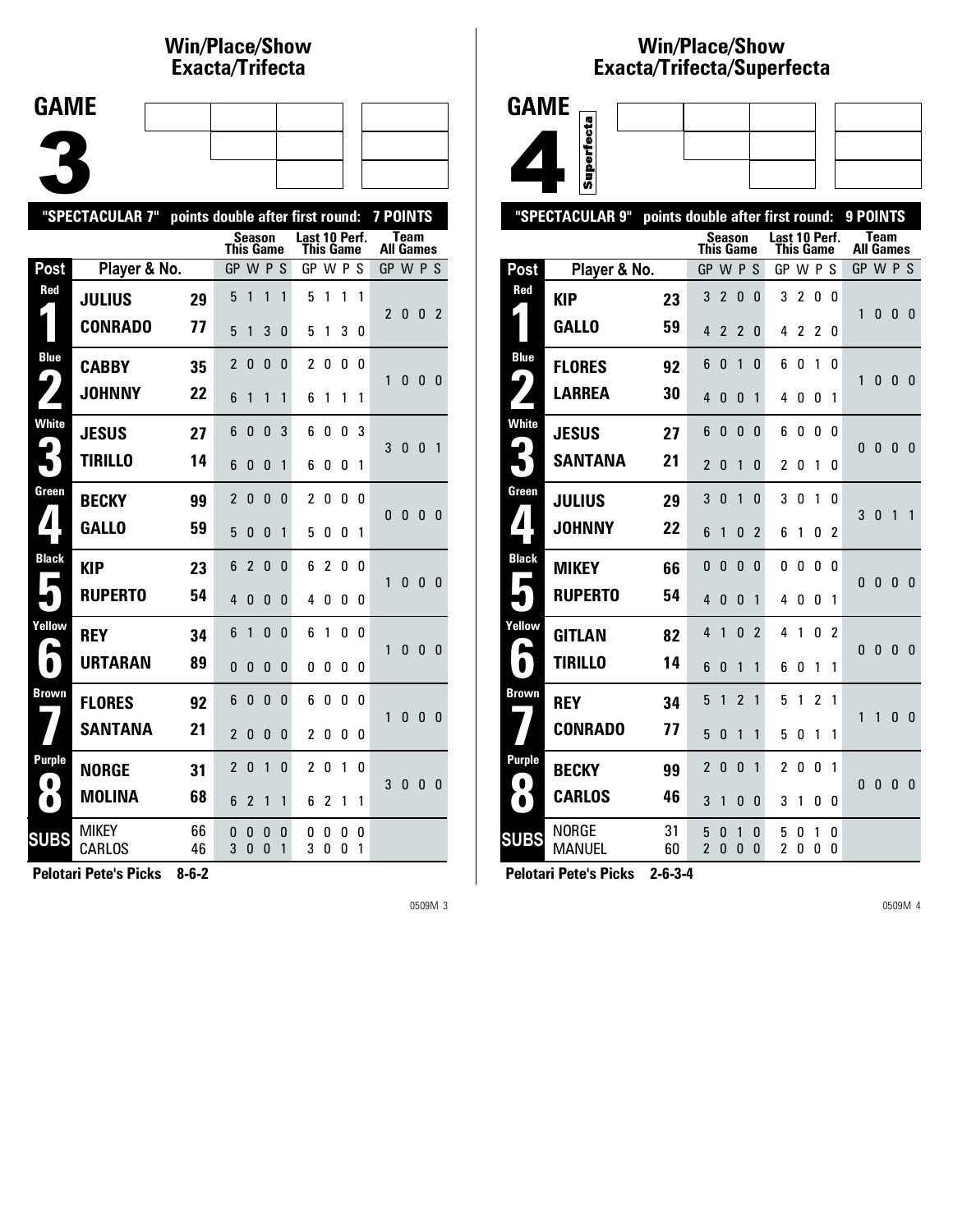## Win/Place/Show Exacta/Trifecta

# GAME 3

"SPECTACULAR 7" points double after first round: 7 POINTS

| Post | Player & No. | | Season This Game GP W P S | Last 10 Perf. This Game GP W P S | Team All Games GP W P S |
|---|---|---|---|---|---|
| Red 1 | JULIUS | 29 | 5 1 1 1 | 5 1 1 1 | 2 0 0 2 |
| | CONRADO | 77 | 5 1 3 0 | 5 1 3 0 | |
| Blue 2 | CABBY | 35 | 2 0 0 0 | 2 0 0 0 | 1 0 0 0 |
| | JOHNNY | 22 | 6 1 1 1 | 6 1 1 1 | |
| White 3 | JESUS | 27 | 6 0 0 3 | 6 0 0 3 | 3 0 0 1 |
| | TIRILLO | 14 | 6 0 0 1 | 6 0 0 1 | |
| Green 4 | BECKY | 99 | 2 0 0 0 | 2 0 0 0 | 0 0 0 0 |
| | GALLO | 59 | 5 0 0 1 | 5 0 0 1 | |
| Black 5 | KIP | 23 | 6 2 0 0 | 6 2 0 0 | 1 0 0 0 |
| | RUPERTO | 54 | 4 0 0 0 | 4 0 0 0 | |
| Yellow 6 | REY | 34 | 6 1 0 0 | 6 1 0 0 | 1 0 0 0 |
| | URTARAN | 89 | 0 0 0 0 | 0 0 0 0 | |
| Brown 7 | FLORES | 92 | 6 0 0 0 | 6 0 0 0 | 1 0 0 0 |
| | SANTANA | 21 | 2 0 0 0 | 2 0 0 0 | |
| Purple 8 | NORGE | 31 | 2 0 1 0 | 2 0 1 0 | 3 0 0 0 |
| | MOLINA | 68 | 6 2 1 1 | 6 2 1 1 | |
| SUBS | MIKEY | 66 | 0 0 0 0 | 0 0 0 0 | |
| | CARLOS | 46 | 3 0 0 1 | 3 0 0 1 | |

**Pelotari Pete's Picks 8-6-2**

## Win/Place/Show Exacta/Trifecta/Superfecta

# GAME 4

Superfecta

"SPECTACULAR 9" points double after first round: 9 POINTS

| Post | Player & No. | | Season This Game GP W P S | Last 10 Perf. This Game GP W P S | Team All Games GP W P S |
|---|---|---|---|---|---|
| Red 1 | KIP | 23 | 3 2 0 0 | 3 2 0 0 | 1 0 0 0 |
| | GALLO | 59 | 4 2 2 0 | 4 2 2 0 | |
| Blue 2 | FLORES | 92 | 6 0 1 0 | 6 0 1 0 | 1 0 0 0 |
| | LARREA | 30 | 4 0 0 1 | 4 0 0 1 | |
| White 3 | JESUS | 27 | 6 0 0 0 | 6 0 0 0 | 0 0 0 0 |
| | SANTANA | 21 | 2 0 1 0 | 2 0 1 0 | |
| Green 4 | JULIUS | 29 | 3 0 1 0 | 3 0 1 0 | 3 0 1 1 |
| | JOHNNY | 22 | 6 1 0 2 | 6 1 0 2 | |
| Black 5 | MIKEY | 66 | 0 0 0 0 | 0 0 0 0 | 0 0 0 0 |
| | RUPERTO | 54 | 4 0 0 1 | 4 0 0 1 | |
| Yellow 6 | GITLAN | 82 | 4 1 0 2 | 4 1 0 2 | 0 0 0 0 |
| | TIRILLO | 14 | 6 0 1 1 | 6 0 1 1 | |
| Brown 7 | REY | 34 | 5 1 2 1 | 5 1 2 1 | 1 1 0 0 |
| | CONRADO | 77 | 5 0 1 1 | 5 0 1 1 | |
| Purple 8 | BECKY | 99 | 2 0 0 1 | 2 0 0 1 | 0 0 0 0 |
| | CARLOS | 46 | 3 1 0 0 | 3 1 0 0 | |
| SUBS | NORGE | 31 | 5 0 1 0 | 5 0 1 0 | |
| | MANUEL | 60 | 2 0 0 0 | 2 0 0 0 | |

**Pelotari Pete's Picks 2-6-3-4**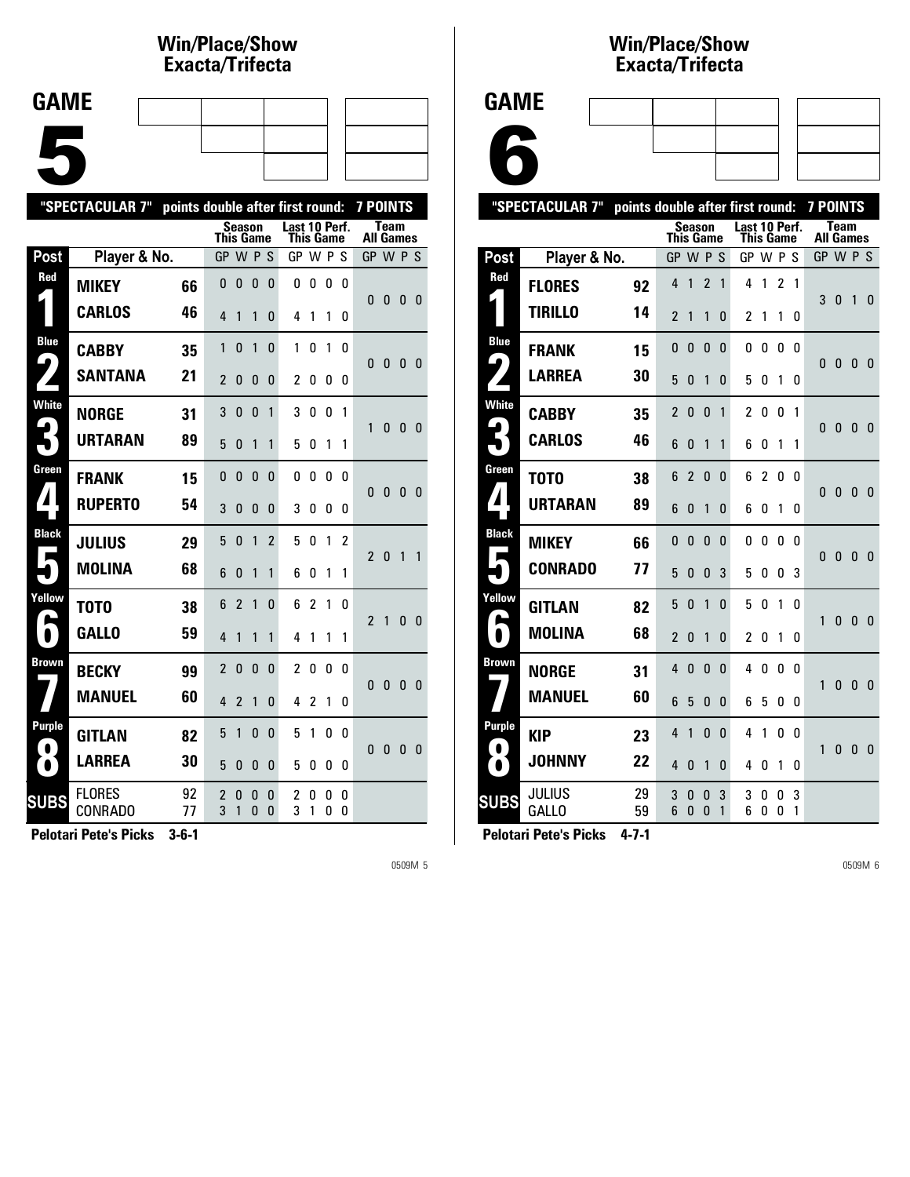## Win/Place/Show Exacta/Trifecta

# GAME 5

"SPECTACULAR 7" points double after first round: 7 POINTS

| Post | Player & No. | | Season This Game GP W P S | Last 10 Perf. This Game GP W P S | Team All Games GP W P S |
|---|---|---|---|---|---|
| Red 1 | MIKEY | 66 | 0 0 0 0 | 0 0 0 0 | 0 0 0 0 |
| | CARLOS | 46 | 4 1 1 0 | 4 1 1 0 | |
| Blue 2 | CABBY | 35 | 1 0 1 0 | 1 0 1 0 | 0 0 0 0 |
| | SANTANA | 21 | 2 0 0 0 | 2 0 0 0 | |
| White 3 | NORGE | 31 | 3 0 0 1 | 3 0 0 1 | 1 0 0 0 |
| | URTARAN | 89 | 5 0 1 1 | 5 0 1 1 | |
| Green 4 | FRANK | 15 | 0 0 0 0 | 0 0 0 0 | 0 0 0 0 |
| | RUPERTO | 54 | 3 0 0 0 | 3 0 0 0 | |
| Black 5 | JULIUS | 29 | 5 0 1 2 | 5 0 1 2 | 2 0 1 1 |
| | MOLINA | 68 | 6 0 1 1 | 6 0 1 1 | |
| Yellow 6 | TOTO | 38 | 6 2 1 0 | 6 2 1 0 | 2 1 0 0 |
| | GALLO | 59 | 4 1 1 1 | 4 1 1 1 | |
| Brown 7 | BECKY | 99 | 2 0 0 0 | 2 0 0 0 | 0 0 0 0 |
| | MANUEL | 60 | 4 2 1 0 | 4 2 1 0 | |
| Purple 8 | GITLAN | 82 | 5 1 0 0 | 5 1 0 0 | 0 0 0 0 |
| | LARREA | 30 | 5 0 0 0 | 5 0 0 0 | |
| SUBS | FLORES | 92 | 2 0 0 0 | 2 0 0 0 | |
| | CONRADO | 77 | 3 1 0 0 | 3 1 0 0 | |

**Pelotari Pete's Picks 3-6-1**

## Win/Place/Show Exacta/Trifecta

# GAME 6

"SPECTACULAR 7" points double after first round: 7 POINTS

| Post | Player & No. | | Season This Game GP W P S | Last 10 Perf. This Game GP W P S | Team All Games GP W P S |
|---|---|---|---|---|---|
| Red 1 | FLORES | 92 | 4 1 2 1 | 4 1 2 1 | 3 0 1 0 |
| | TIRILLO | 14 | 2 1 1 0 | 2 1 1 0 | |
| Blue 2 | FRANK | 15 | 0 0 0 0 | 0 0 0 0 | 0 0 0 0 |
| | LARREA | 30 | 5 0 1 0 | 5 0 1 0 | |
| White 3 | CABBY | 35 | 2 0 0 1 | 2 0 0 1 | 0 0 0 0 |
| | CARLOS | 46 | 6 0 1 1 | 6 0 1 1 | |
| Green 4 | TOTO | 38 | 6 2 0 0 | 6 2 0 0 | 0 0 0 0 |
| | URTARAN | 89 | 6 0 1 0 | 6 0 1 0 | |
| Black 5 | MIKEY | 66 | 0 0 0 0 | 0 0 0 0 | 0 0 0 0 |
| | CONRADO | 77 | 5 0 0 3 | 5 0 0 3 | |
| Yellow 6 | GITLAN | 82 | 5 0 1 0 | 5 0 1 0 | 1 0 0 0 |
| | MOLINA | 68 | 2 0 1 0 | 2 0 1 0 | |
| Brown 7 | NORGE | 31 | 4 0 0 0 | 4 0 0 0 | 1 0 0 0 |
| | MANUEL | 60 | 6 5 0 0 | 6 5 0 0 | |
| Purple 8 | KIP | 23 | 4 1 0 0 | 4 1 0 0 | 1 0 0 0 |
| | JOHNNY | 22 | 4 0 1 0 | 4 0 1 0 | |
| SUBS | JULIUS | 29 | 3 0 0 3 | 3 0 0 3 | |
| | GALLO | 59 | 6 0 0 1 | 6 0 0 1 | |

**Pelotari Pete's Picks 4-7-1**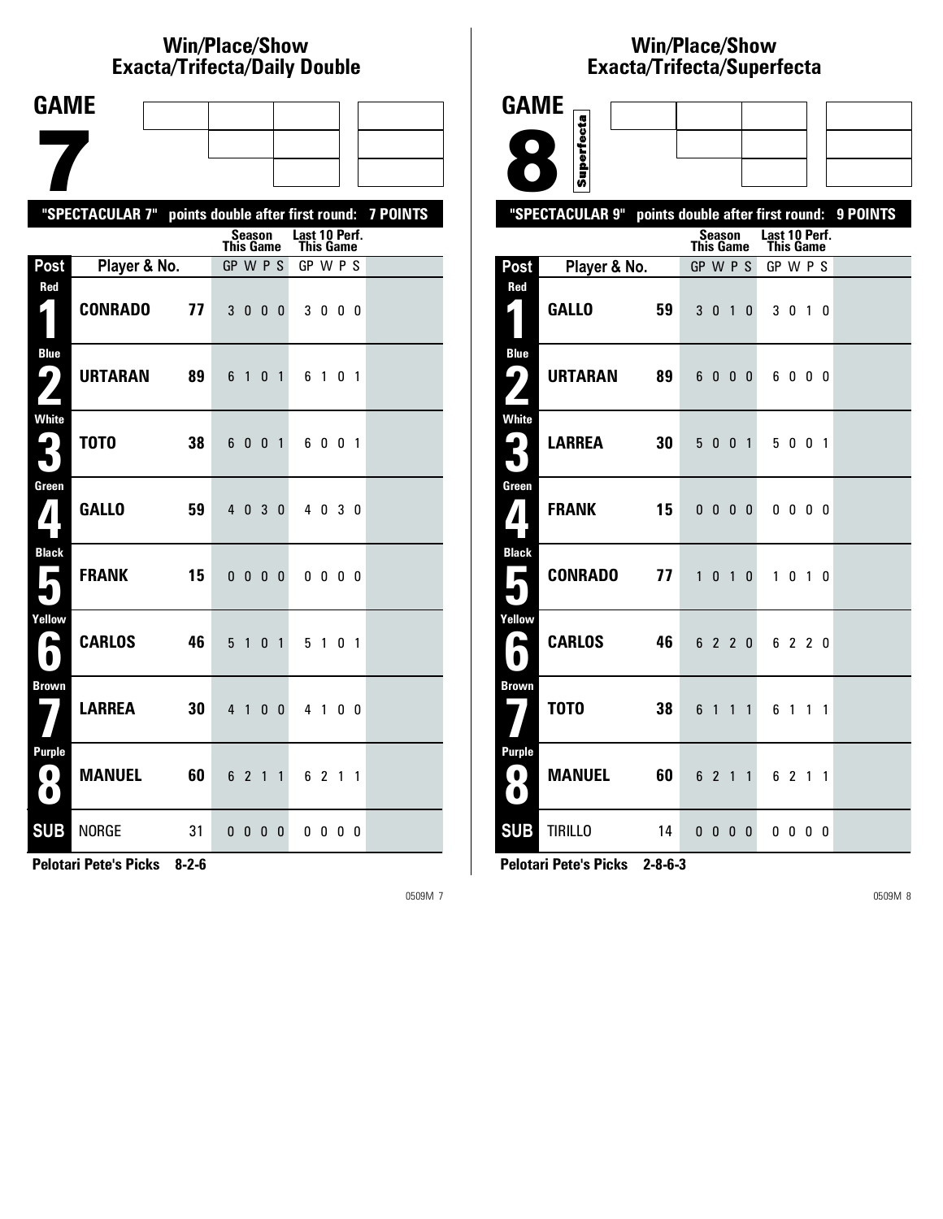## Win/Place/Show
## Exacta/Trifecta/Daily Double

# GAME 7

"SPECTACULAR 7" points double after first round: 7 POINTS

| Post | Player & No. | | Season This Game GP W P S | Last 10 Perf. This Game GP W P S |
|---|---|---|---|---|
| Red 1 | CONRADO | 77 | 3 0 0 0 | 3 0 0 0 |
| Blue 2 | URTARAN | 89 | 6 1 0 1 | 6 1 0 1 |
| White 3 | TOTO | 38 | 6 0 0 1 | 6 0 0 1 |
| Green 4 | GALLO | 59 | 4 0 3 0 | 4 0 3 0 |
| Black 5 | FRANK | 15 | 0 0 0 0 | 0 0 0 0 |
| Yellow 6 | CARLOS | 46 | 5 1 0 1 | 5 1 0 1 |
| Brown 7 | LARREA | 30 | 4 1 0 0 | 4 1 0 0 |
| Purple 8 | MANUEL | 60 | 6 2 1 1 | 6 2 1 1 |
| SUB | NORGE | 31 | 0 0 0 0 | 0 0 0 0 |

**Pelotari Pete's Picks 8-2-6**

0509M 7

## Win/Place/Show
## Exacta/Trifecta/Superfecta

# GAME 8

Superfecta

"SPECTACULAR 9" points double after first round: 9 POINTS

| Post | Player & No. | | Season This Game GP W P S | Last 10 Perf. This Game GP W P S |
|---|---|---|---|---|
| Red 1 | GALLO | 59 | 3 0 1 0 | 3 0 1 0 |
| Blue 2 | URTARAN | 89 | 6 0 0 0 | 6 0 0 0 |
| White 3 | LARREA | 30 | 5 0 0 1 | 5 0 0 1 |
| Green 4 | FRANK | 15 | 0 0 0 0 | 0 0 0 0 |
| Black 5 | CONRADO | 77 | 1 0 1 0 | 1 0 1 0 |
| Yellow 6 | CARLOS | 46 | 6 2 2 0 | 6 2 2 0 |
| Brown 7 | TOTO | 38 | 6 1 1 1 | 6 1 1 1 |
| Purple 8 | MANUEL | 60 | 6 2 1 1 | 6 2 1 1 |
| SUB | TIRILLO | 14 | 0 0 0 0 | 0 0 0 0 |

**Pelotari Pete's Picks 2-8-6-3**

0509M 8